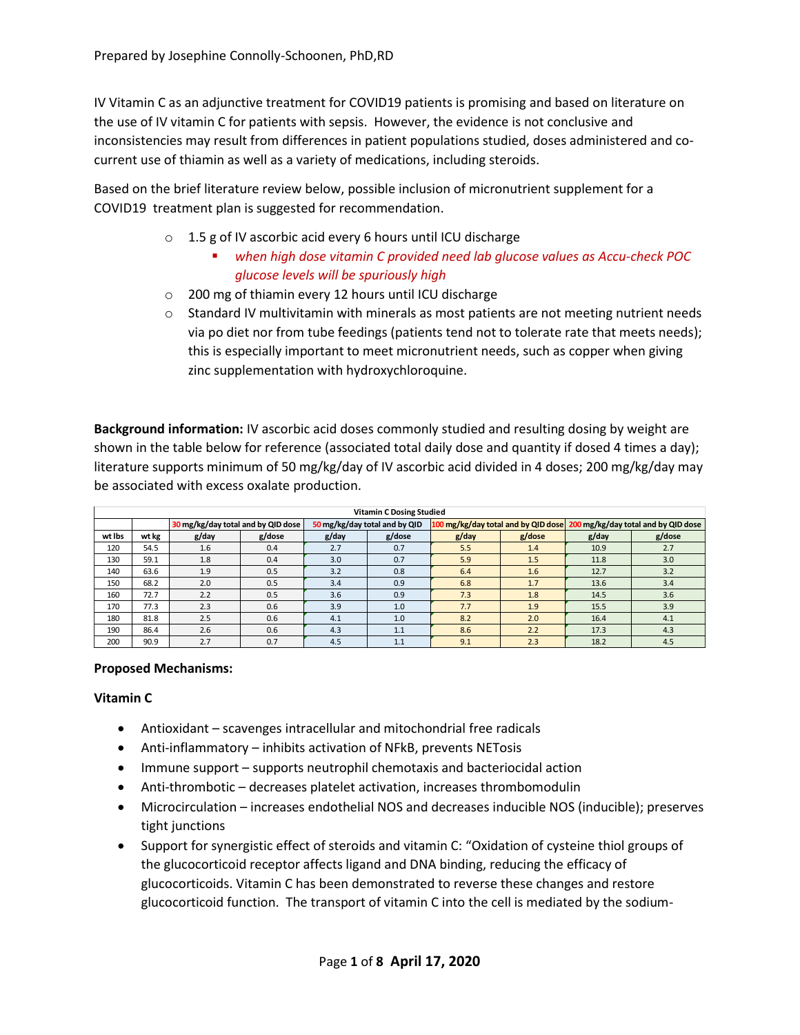Prepared by Josephine Connolly-Schoonen, PhD,RD

IV Vitamin C as an adjunctive treatment for COVID19 patients is promising and based on literature on the use of IV vitamin C for patients with sepsis. However, the evidence is not conclusive and inconsistencies may result from differences in patient populations studied, doses administered and co-current use of thiamin as well as a variety of medications, including steroids.

Based on the brief literature review below, possible inclusion of micronutrient supplement for a COVID19 treatment plan is suggested for recommendation.

- 1.5 g of IV ascorbic acid every 6 hours until ICU discharge
  - *when high dose vitamin C provided need lab glucose values as Accu-check POC glucose levels will be spuriously high*
- 200 mg of thiamin every 12 hours until ICU discharge
- Standard IV multivitamin with minerals as most patients are not meeting nutrient needs via po diet nor from tube feedings (patients tend not to tolerate rate that meets needs); this is especially important to meet micronutrient needs, such as copper when giving zinc supplementation with hydroxychloroquine.

**Background information:** IV ascorbic acid doses commonly studied and resulting dosing by weight are shown in the table below for reference (associated total daily dose and quantity if dosed 4 times a day); literature supports minimum of 50 mg/kg/day of IV ascorbic acid divided in 4 doses; 200 mg/kg/day may be associated with excess oxalate production.

**Vitamin C Dosing Studied**

| | | 30 mg/kg/day total and by QID dose | | 50 mg/kg/day total and by QID | | 100 mg/kg/day total and by QID dose | | 200 mg/kg/day total and by QID dose | |
|---|---|---|---|---|---|---|---|---|---|
| wt lbs | wt kg | g/day | g/dose | g/day | g/dose | g/day | g/dose | g/day | g/dose |
| 120 | 54.5 | 1.6 | 0.4 | 2.7 | 0.7 | 5.5 | 1.4 | 10.9 | 2.7 |
| 130 | 59.1 | 1.8 | 0.4 | 3.0 | 0.7 | 5.9 | 1.5 | 11.8 | 3.0 |
| 140 | 63.6 | 1.9 | 0.5 | 3.2 | 0.8 | 6.4 | 1.6 | 12.7 | 3.2 |
| 150 | 68.2 | 2.0 | 0.5 | 3.4 | 0.9 | 6.8 | 1.7 | 13.6 | 3.4 |
| 160 | 72.7 | 2.2 | 0.5 | 3.6 | 0.9 | 7.3 | 1.8 | 14.5 | 3.6 |
| 170 | 77.3 | 2.3 | 0.6 | 3.9 | 1.0 | 7.7 | 1.9 | 15.5 | 3.9 |
| 180 | 81.8 | 2.5 | 0.6 | 4.1 | 1.0 | 8.2 | 2.0 | 16.4 | 4.1 |
| 190 | 86.4 | 2.6 | 0.6 | 4.3 | 1.1 | 8.6 | 2.2 | 17.3 | 4.3 |
| 200 | 90.9 | 2.7 | 0.7 | 4.5 | 1.1 | 9.1 | 2.3 | 18.2 | 4.5 |

**Proposed Mechanisms:**

**Vitamin C**

- Antioxidant – scavenges intracellular and mitochondrial free radicals
- Anti-inflammatory – inhibits activation of NFkB, prevents NETosis
- Immune support – supports neutrophil chemotaxis and bacteriocidal action
- Anti-thrombotic – decreases platelet activation, increases thrombomodulin
- Microcirculation – increases endothelial NOS and decreases inducible NOS (inducible); preserves tight junctions
- Support for synergistic effect of steroids and vitamin C: "Oxidation of cysteine thiol groups of the glucocorticoid receptor affects ligand and DNA binding, reducing the efficacy of glucocorticoids. Vitamin C has been demonstrated to reverse these changes and restore glucocorticoid function. The transport of vitamin C into the cell is mediated by the sodium-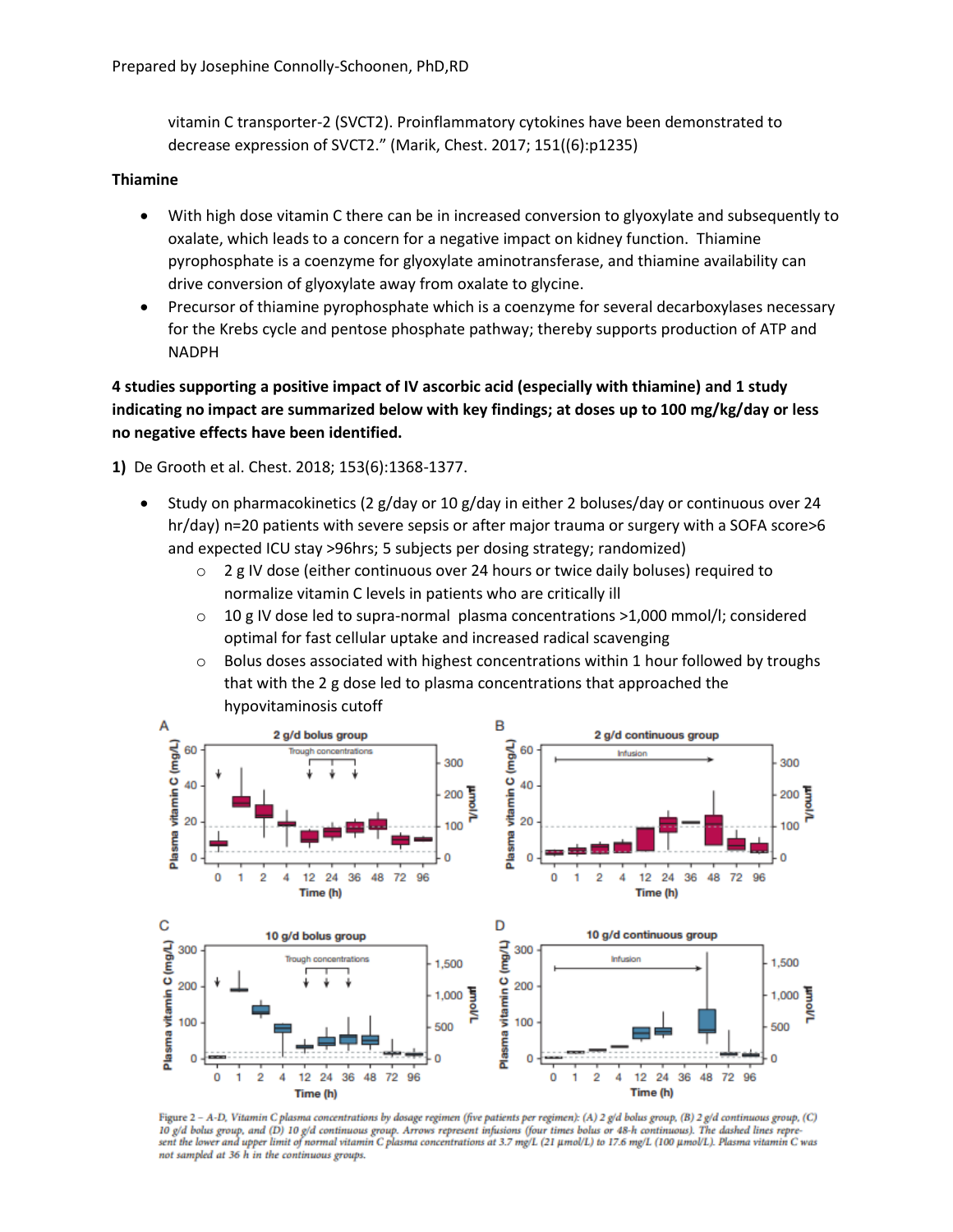vitamin C transporter-2 (SVCT2). Proinflammatory cytokines have been demonstrated to decrease expression of SVCT2." (Marik, Chest. 2017; 151((6):p1235)

**Thiamine**

- With high dose vitamin C there can be in increased conversion to glyoxylate and subsequently to oxalate, which leads to a concern for a negative impact on kidney function. Thiamine pyrophosphate is a coenzyme for glyoxylate aminotransferase, and thiamine availability can drive conversion of glyoxylate away from oxalate to glycine.
- Precursor of thiamine pyrophosphate which is a coenzyme for several decarboxylases necessary for the Krebs cycle and pentose phosphate pathway; thereby supports production of ATP and NADPH

**4 studies supporting a positive impact of IV ascorbic acid (especially with thiamine) and 1 study indicating no impact are summarized below with key findings; at doses up to 100 mg/kg/day or less no negative effects have been identified.**

**1)** De Grooth et al. Chest. 2018; 153(6):1368-1377.

- Study on pharmacokinetics (2 g/day or 10 g/day in either 2 boluses/day or continuous over 24 hr/day) n=20 patients with severe sepsis or after major trauma or surgery with a SOFA score>6 and expected ICU stay >96hrs; 5 subjects per dosing strategy; randomized)
  - 2 g IV dose (either continuous over 24 hours or twice daily boluses) required to normalize vitamin C levels in patients who are critically ill
  - 10 g IV dose led to supra-normal plasma concentrations >1,000 mmol/l; considered optimal for fast cellular uptake and increased radical scavenging
  - Bolus doses associated with highest concentrations within 1 hour followed by troughs that with the 2 g dose led to plasma concentrations that approached the hypovitaminosis cutoff

Figure 2 – A-D, Vitamin C plasma concentrations by dosage regimen (five patients per regimen): (A) 2 g/d bolus group, (B) 2 g/d continuous group, (C) 10 g/d bolus group, and (D) 10 g/d continuous group. Arrows represent infusions (four times bolus or 48-h continuous). The dashed lines represent the lower and upper limit of normal vitamin C plasma concentrations at 3.7 mg/L (21 µmol/L) to 17.6 mg/L (100 µmol/L). Plasma vitamin C was not sampled at 36 h in the continuous groups.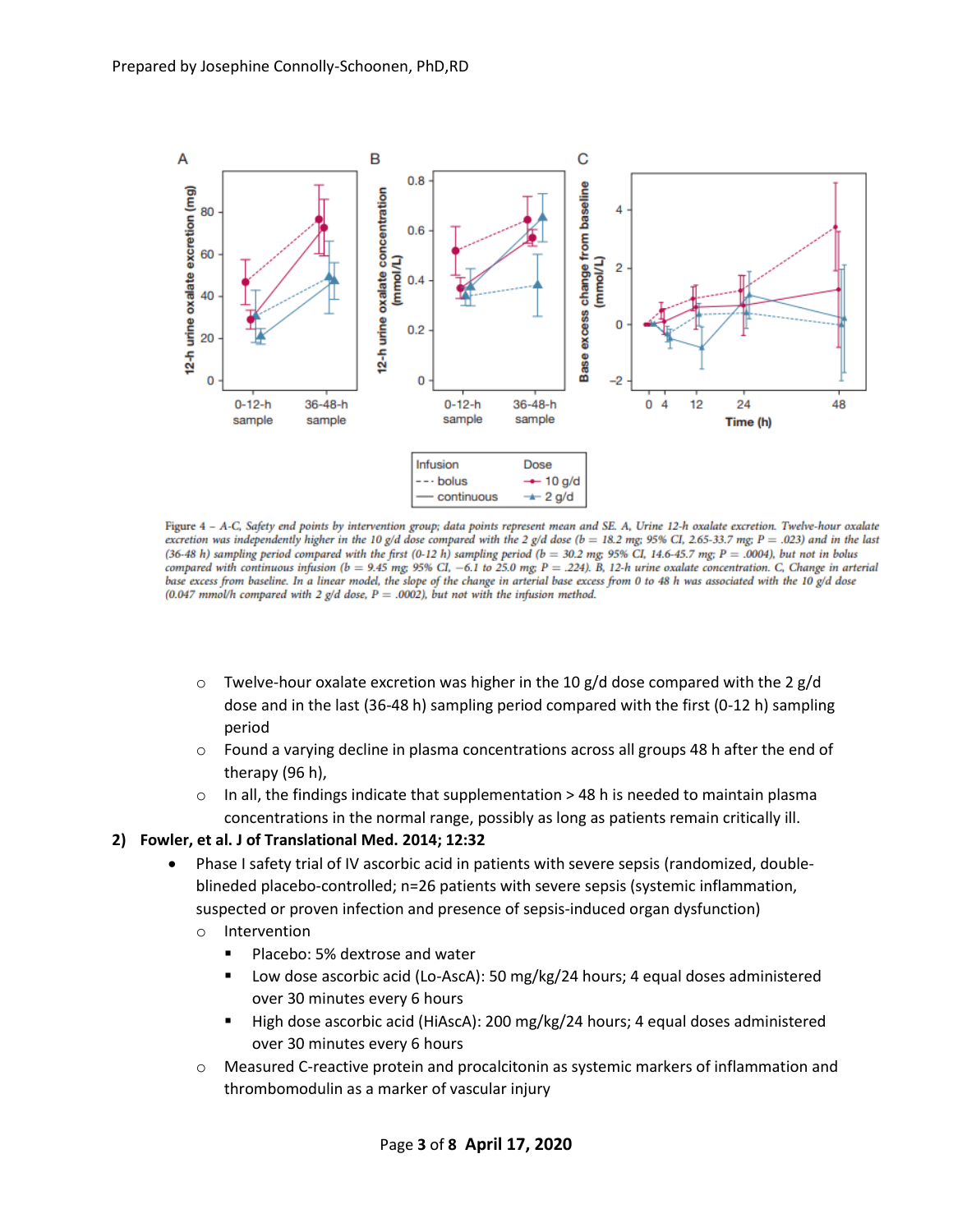Figure 4 – A-C, Safety end points by intervention group; data points represent mean and SE. A, Urine 12-h oxalate excretion. Twelve-hour oxalate excretion was independently higher in the 10 g/d dose compared with the 2 g/d dose (b = 18.2 mg; 95% CI, 2.65-33.7 mg; P = .023) and in the last (36-48 h) sampling period compared with the first (0-12 h) sampling period (b = 30.2 mg; 95% CI, 14.6-45.7 mg; P = .0004), but not in bolus compared with continuous infusion (b = 9.45 mg; 95% CI, −6.1 to 25.0 mg; P = .224). B, 12-h urine oxalate concentration. C, Change in arterial base excess from baseline. In a linear model, the slope of the change in arterial base excess from 0 to 48 h was associated with the 10 g/d dose (0.047 mmol/h compared with 2 g/d dose, P = .0002), but not with the infusion method.

- Twelve-hour oxalate excretion was higher in the 10 g/d dose compared with the 2 g/d dose and in the last (36-48 h) sampling period compared with the first (0-12 h) sampling period
- Found a varying decline in plasma concentrations across all groups 48 h after the end of therapy (96 h),
- In all, the findings indicate that supplementation > 48 h is needed to maintain plasma concentrations in the normal range, possibly as long as patients remain critically ill.

**2) Fowler, et al. J of Translational Med. 2014; 12:32**

- Phase I safety trial of IV ascorbic acid in patients with severe sepsis (randomized, double-blineded placebo-controlled; n=26 patients with severe sepsis (systemic inflammation, suspected or proven infection and presence of sepsis-induced organ dysfunction)
  - Intervention
    - Placebo: 5% dextrose and water
    - Low dose ascorbic acid (Lo-AscA): 50 mg/kg/24 hours; 4 equal doses administered over 30 minutes every 6 hours
    - High dose ascorbic acid (HiAscA): 200 mg/kg/24 hours; 4 equal doses administered over 30 minutes every 6 hours
  - Measured C-reactive protein and procalcitonin as systemic markers of inflammation and thrombomodulin as a marker of vascular injury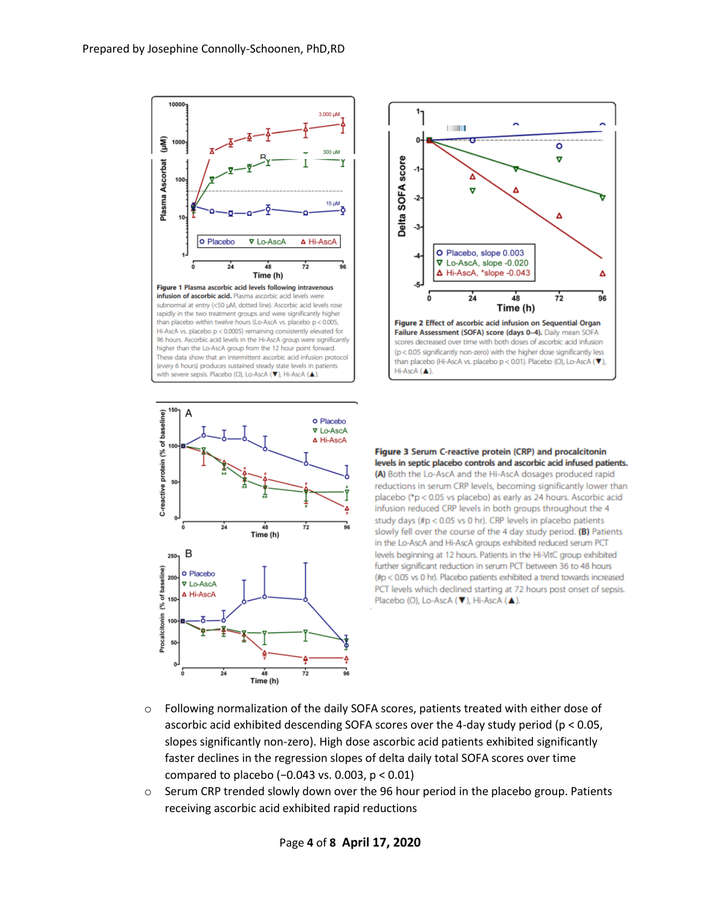**Figure 1 Plasma ascorbic acid levels following intravenous infusion of ascorbic acid.** Plasma ascorbic acid levels were subnormal at entry (<50 μM, dotted line). Ascorbic acid levels rose rapidly in the two treatment groups and were significantly higher than placebo within twelve hours (Lo-AscA vs. placebo p < 0.005, Hi-AscA vs. placebo p < 0.0005) remaining consistently elevated for 96 hours. Ascorbic acid levels in the Hi-AscA group were significantly higher than the Lo-AscA group from the 12 hour point forward. These data show that an intermittent ascorbic acid infusion protocol (every 6 hours) produces sustained steady state levels in patients with severe sepsis. Placebo (O), Lo-AscA (▼), Hi-AscA (▲).

**Figure 2 Effect of ascorbic acid infusion on Sequential Organ Failure Assessment (SOFA) score (days 0–4).** Daily mean SOFA scores decreased over time with both doses of ascorbic acid infusion (p < 0.05 significantly non-zero) with the higher dose significantly less than placebo (Hi-AscA vs. placebo p < 0.01). Placebo (O), Lo-AscA (▼), Hi-AscA (▲).

**Figure 3 Serum C-reactive protein (CRP) and procalcitonin levels in septic placebo controls and ascorbic acid infused patients.** **(A)** Both the Lo-AscA and the Hi-AscA dosages produced rapid reductions in serum CRP levels, becoming significantly lower than placebo (*p < 0.05 vs placebo) as early as 24 hours. Ascorbic acid infusion reduced CRP levels in both groups throughout the 4 study days (#p < 0.05 vs 0 hr). CRP levels in placebo patients slowly fell over the course of the 4 day study period. **(B)** Patients in the Lo-AscA and Hi-AscA groups exhibited reduced serum PCT levels beginning at 12 hours. Patients in the Hi-VitC group exhibited further significant reduction in serum PCT between 36 to 48 hours (#p < 0.05 vs 0 hr). Placebo patients exhibited a trend towards increased PCT levels which declined starting at 72 hours post onset of sepsis. Placebo (O), Lo-AscA (▼), Hi-AscA (▲).

- Following normalization of the daily SOFA scores, patients treated with either dose of ascorbic acid exhibited descending SOFA scores over the 4-day study period ($p < 0.05$, slopes significantly non-zero). High dose ascorbic acid patients exhibited significantly faster declines in the regression slopes of delta daily total SOFA scores over time compared to placebo (−0.043 vs. 0.003, $p < 0.01$)
- Serum CRP trended slowly down over the 96 hour period in the placebo group. Patients receiving ascorbic acid exhibited rapid reductions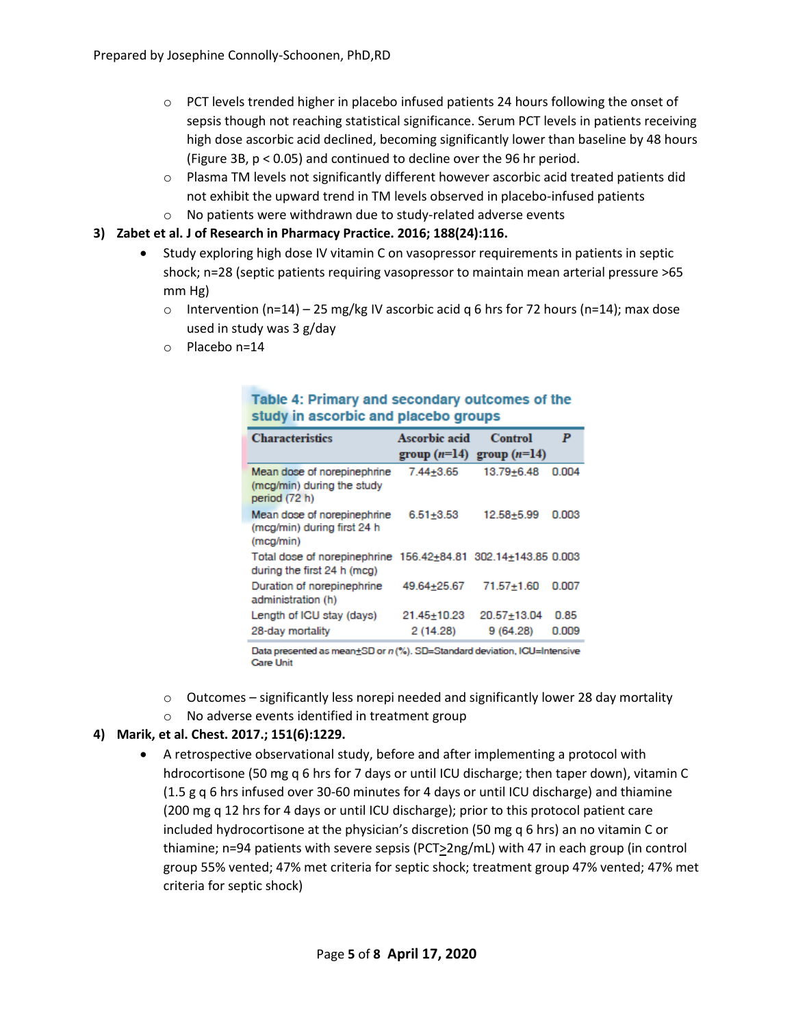- PCT levels trended higher in placebo infused patients 24 hours following the onset of sepsis though not reaching statistical significance. Serum PCT levels in patients receiving high dose ascorbic acid declined, becoming significantly lower than baseline by 48 hours (Figure 3B, $p < 0.05$) and continued to decline over the 96 hr period.
- Plasma TM levels not significantly different however ascorbic acid treated patients did not exhibit the upward trend in TM levels observed in placebo-infused patients
- No patients were withdrawn due to study-related adverse events

**3) Zabet et al. J of Research in Pharmacy Practice. 2016; 188(24):116.**

- Study exploring high dose IV vitamin C on vasopressor requirements in patients in septic shock; n=28 (septic patients requiring vasopressor to maintain mean arterial pressure >65 mm Hg)
  - Intervention (n=14) – 25 mg/kg IV ascorbic acid q 6 hrs for 72 hours (n=14); max dose used in study was 3 g/day
  - Placebo n=14

**Table 4: Primary and secondary outcomes of the study in ascorbic and placebo groups**

| Characteristics | Ascorbic acid group (n=14) | Control group (n=14) | P |
|---|---|---|---|
| Mean dose of norepinephrine (mcg/min) during the study period (72 h) | 7.44±3.65 | 13.79±6.48 | 0.004 |
| Mean dose of norepinephrine (mcg/min) during first 24 h (mcg/min) | 6.51±3.53 | 12.58±5.99 | 0.003 |
| Total dose of norepinephrine during the first 24 h (mcg) | 156.42±84.81 | 302.14±143.85 | 0.003 |
| Duration of norepinephrine administration (h) | 49.64±25.67 | 71.57±1.60 | 0.007 |
| Length of ICU stay (days) | 21.45±10.23 | 20.57±13.04 | 0.85 |
| 28-day mortality | 2 (14.28) | 9 (64.28) | 0.009 |

Data presented as mean±SD or n (%). SD=Standard deviation, ICU=Intensive Care Unit

  - Outcomes – significantly less norepi needed and significantly lower 28 day mortality
  - No adverse events identified in treatment group

**4) Marik, et al. Chest. 2017.; 151(6):1229.**

- A retrospective observational study, before and after implementing a protocol with hdrocortisone (50 mg q 6 hrs for 7 days or until ICU discharge; then taper down), vitamin C (1.5 g q 6 hrs infused over 30-60 minutes for 4 days or until ICU discharge) and thiamine (200 mg q 12 hrs for 4 days or until ICU discharge); prior to this protocol patient care included hydrocortisone at the physician's discretion (50 mg q 6 hrs) an no vitamin C or thiamine; n=94 patients with severe sepsis (PCT≥2ng/mL) with 47 in each group (in control group 55% vented; 47% met criteria for septic shock; treatment group 47% vented; 47% met criteria for septic shock)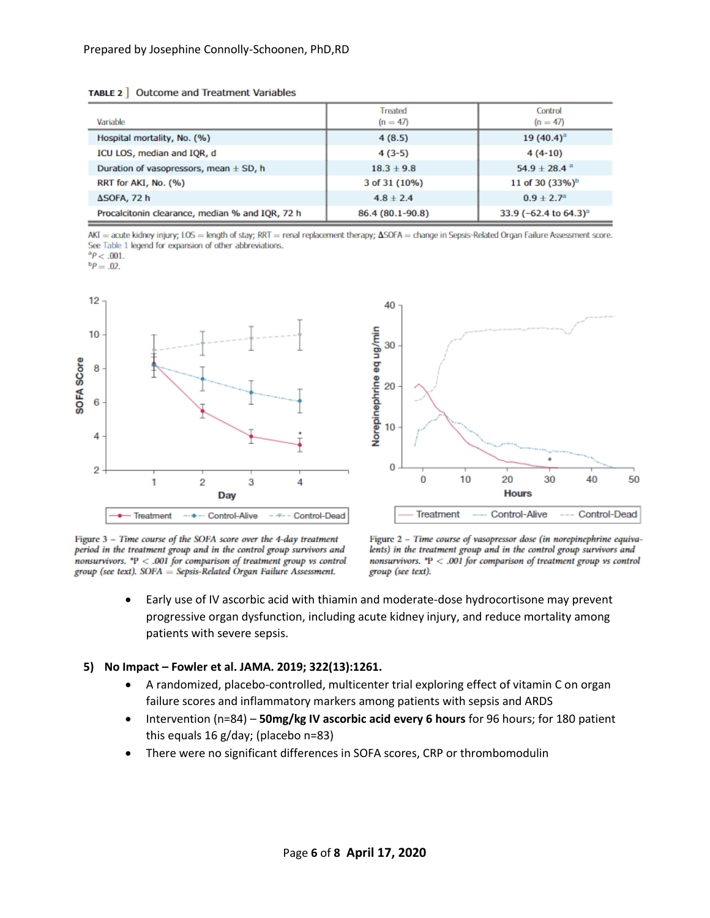**TABLE 2** Outcome and Treatment Variables

| Variable | Treated (n = 47) | Control (n = 47) |
|---|---|---|
| Hospital mortality, No. (%) | 4 (8.5) | 19 (40.4)[a] |
| ICU LOS, median and IQR, d | 4 (3-5) | 4 (4-10) |
| Duration of vasopressors, mean ± SD, h | 18.3 ± 9.8 | 54.9 ± 28.4 [a] |
| RRT for AKI, No. (%) | 3 of 31 (10%) | 11 of 30 (33%)[b] |
| ΔSOFA, 72 h | 4.8 ± 2.4 | 0.9 ± 2.7[a] |
| Procalcitonin clearance, median % and IQR, 72 h | 86.4 (80.1-90.8) | 33.9 (−62.4 to 64.3)[a] |

AKI = acute kidney injury; LOS = length of stay; RRT = renal replacement therapy; ΔSOFA = change in Sepsis-Related Organ Failure Assessment score. See Table 1 legend for expansion of other abbreviations.
[a] $P < .001$.
[b] $P = .02$.

*Figure 3 – Time course of the SOFA score over the 4-day treatment period in the treatment group and in the control group survivors and nonsurvivors. \*P < .001 for comparison of treatment group vs control group (see text). SOFA = Sepsis-Related Organ Failure Assessment.*

*Figure 2 – Time course of vasopressor dose (in norepinephrine equivalents) in the treatment group and in the control group survivors and nonsurvivors. \*P < .001 for comparison of treatment group vs control group (see text).*

- Early use of IV ascorbic acid with thiamin and moderate-dose hydrocortisone may prevent progressive organ dysfunction, including acute kidney injury, and reduce mortality among patients with severe sepsis.

**5) No Impact – Fowler et al. JAMA. 2019; 322(13):1261.**

- A randomized, placebo-controlled, multicenter trial exploring effect of vitamin C on organ failure scores and inflammatory markers among patients with sepsis and ARDS
- Intervention (n=84) – **50mg/kg IV ascorbic acid every 6 hours** for 96 hours; for 180 patient this equals 16 g/day; (placebo n=83)
- There were no significant differences in SOFA scores, CRP or thrombomodulin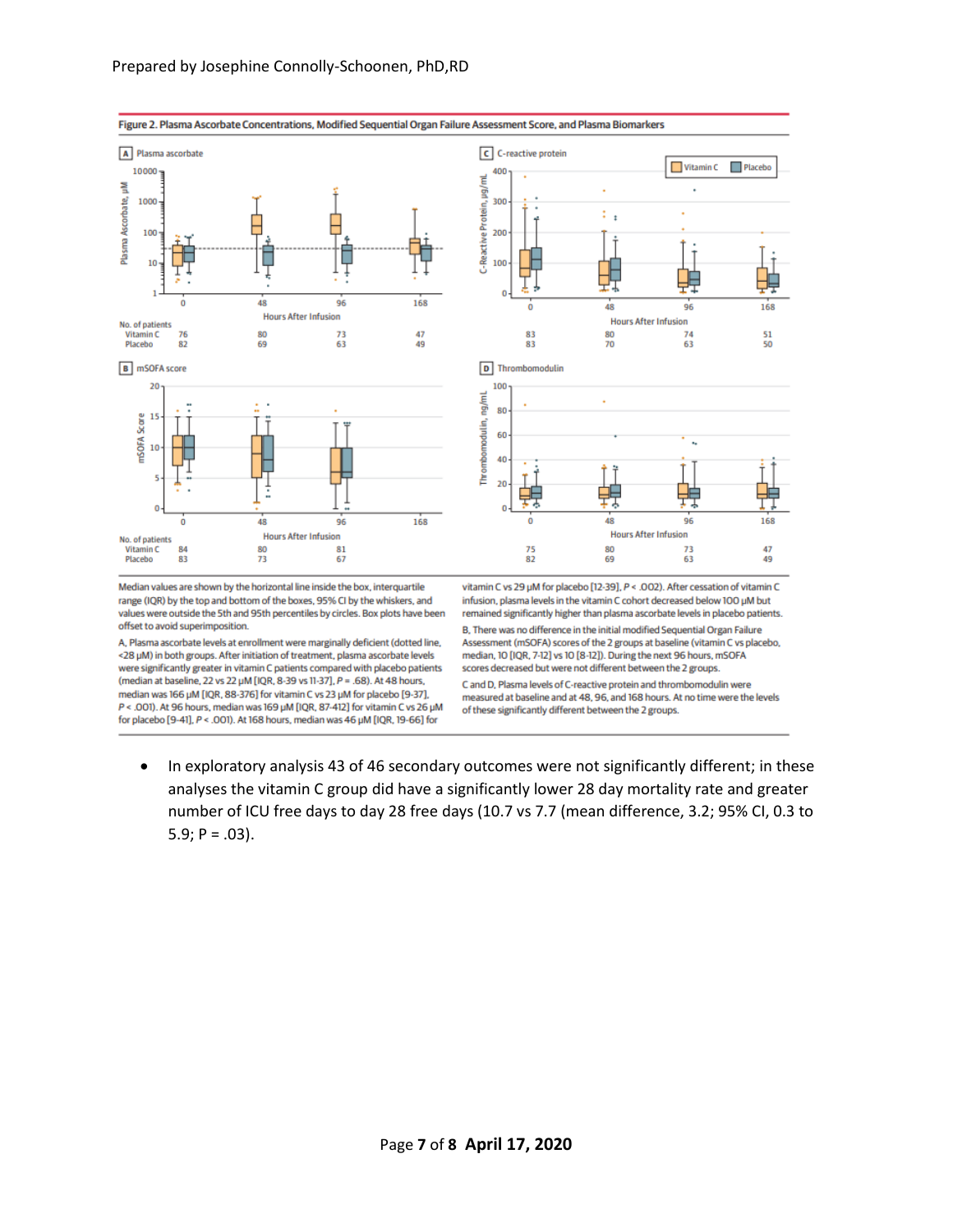Figure 2. Plasma Ascorbate Concentrations, Modified Sequential Organ Failure Assessment Score, and Plasma Biomarkers

**A** Plasma ascorbate

| No. of patients | 0 | 48 | 96 | 168 |
|---|---|---|---|---|
| Vitamin C | 76 | 80 | 73 | 47 |
| Placebo | 82 | 69 | 63 | 49 |

**B** mSOFA score

| No. of patients | 0 | 48 | 96 |
|---|---|---|---|
| Vitamin C | 84 | 80 | 81 |
| Placebo | 83 | 73 | 67 |

**C** C-reactive protein

| No. of patients | 0 | 48 | 96 | 168 |
|---|---|---|---|---|
| Vitamin C | 83 | 80 | 74 | 51 |
| Placebo | 83 | 70 | 63 | 50 |

**D** Thrombomodulin

| No. of patients | 0 | 48 | 96 | 168 |
|---|---|---|---|---|
| Vitamin C | 75 | 80 | 73 | 47 |
| Placebo | 82 | 69 | 63 | 49 |

Median values are shown by the horizontal line inside the box, interquartile range (IQR) by the top and bottom of the boxes, 95% CI by the whiskers, and values were outside the 5th and 95th percentiles by circles. Box plots have been offset to avoid superimposition.

A, Plasma ascorbate levels at enrollment were marginally deficient (dotted line, <28 µM) in both groups. After initiation of treatment, plasma ascorbate levels were significantly greater in vitamin C patients compared with placebo patients (median at baseline, 22 vs 22 µM [IQR, 8-39 vs 11-37], $P = .68$). At 48 hours, median was 166 µM [IQR, 88-376] for vitamin C vs 23 µM for placebo [9-37], $P < .001$). At 96 hours, median was 169 µM [IQR, 87-412] for vitamin C vs 26 µM for placebo [9-41], $P < .001$). At 168 hours, median was 46 µM [IQR, 19-66] for vitamin C vs 29 µM for placebo [12-39], $P < .002$). After cessation of vitamin C infusion, plasma levels in the vitamin C cohort decreased below 100 µM but remained significantly higher than plasma ascorbate levels in placebo patients.

B, There was no difference in the initial modified Sequential Organ Failure Assessment (mSOFA) scores of the 2 groups at baseline (vitamin C vs placebo, median, 10 [IQR, 7-12] vs 10 [8-12]). During the next 96 hours, mSOFA scores decreased but were not different between the 2 groups.

C and D, Plasma levels of C-reactive protein and thrombomodulin were measured at baseline and at 48, 96, and 168 hours. At no time were the levels of these significantly different between the 2 groups.

- In exploratory analysis 43 of 46 secondary outcomes were not significantly different; in these analyses the vitamin C group did have a significantly lower 28 day mortality rate and greater number of ICU free days to day 28 free days (10.7 vs 7.7 (mean difference, 3.2; 95% CI, 0.3 to 5.9; P = .03).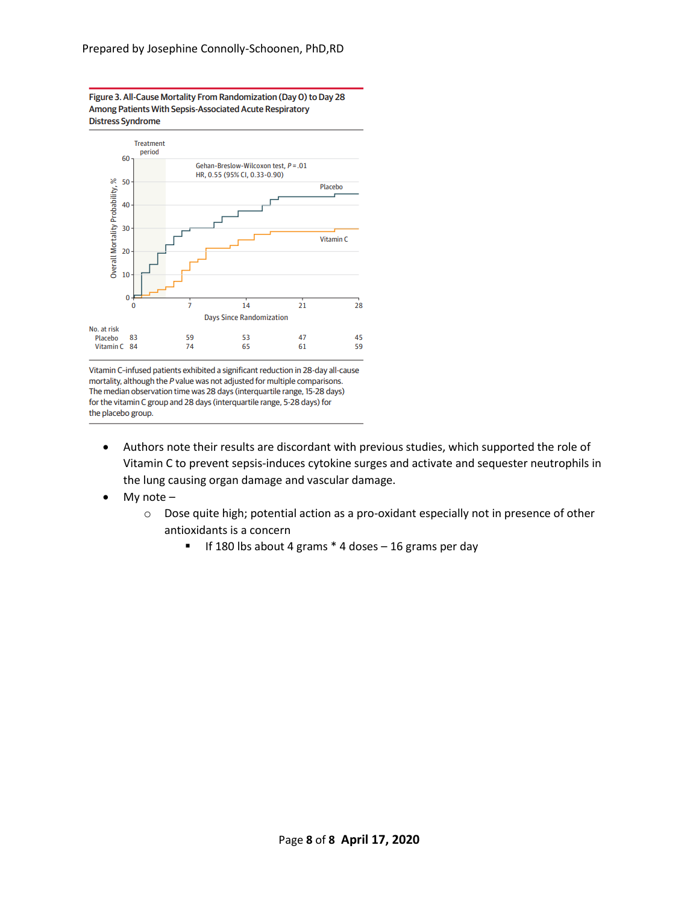**Figure 3. All-Cause Mortality From Randomization (Day 0) to Day 28 Among Patients With Sepsis-Associated Acute Respiratory Distress Syndrome**

Treatment period

Gehan-Breslow-Wilcoxon test, *P* = .01

HR, 0.55 (95% CI, 0.33-0.90)

Placebo

Vitamin C

Overall Mortality Probability, %

60

50

40

30

20

10

0

0

7

14

21

28

Days Since Randomization

No. at risk

Placebo 83 59 53 47 45

Vitamin C 84 74 65 61 59

Vitamin C-infused patients exhibited a significant reduction in 28-day all-cause mortality, although the *P* value was not adjusted for multiple comparisons. The median observation time was 28 days (interquartile range, 15-28 days) for the vitamin C group and 28 days (interquartile range, 5-28 days) for the placebo group.

- Authors note their results are discordant with previous studies, which supported the role of Vitamin C to prevent sepsis-induces cytokine surges and activate and sequester neutrophils in the lung causing organ damage and vascular damage.
- My note –
  - Dose quite high; potential action as a pro-oxidant especially not in presence of other antioxidants is a concern
    - If 180 lbs about 4 grams * 4 doses – 16 grams per day